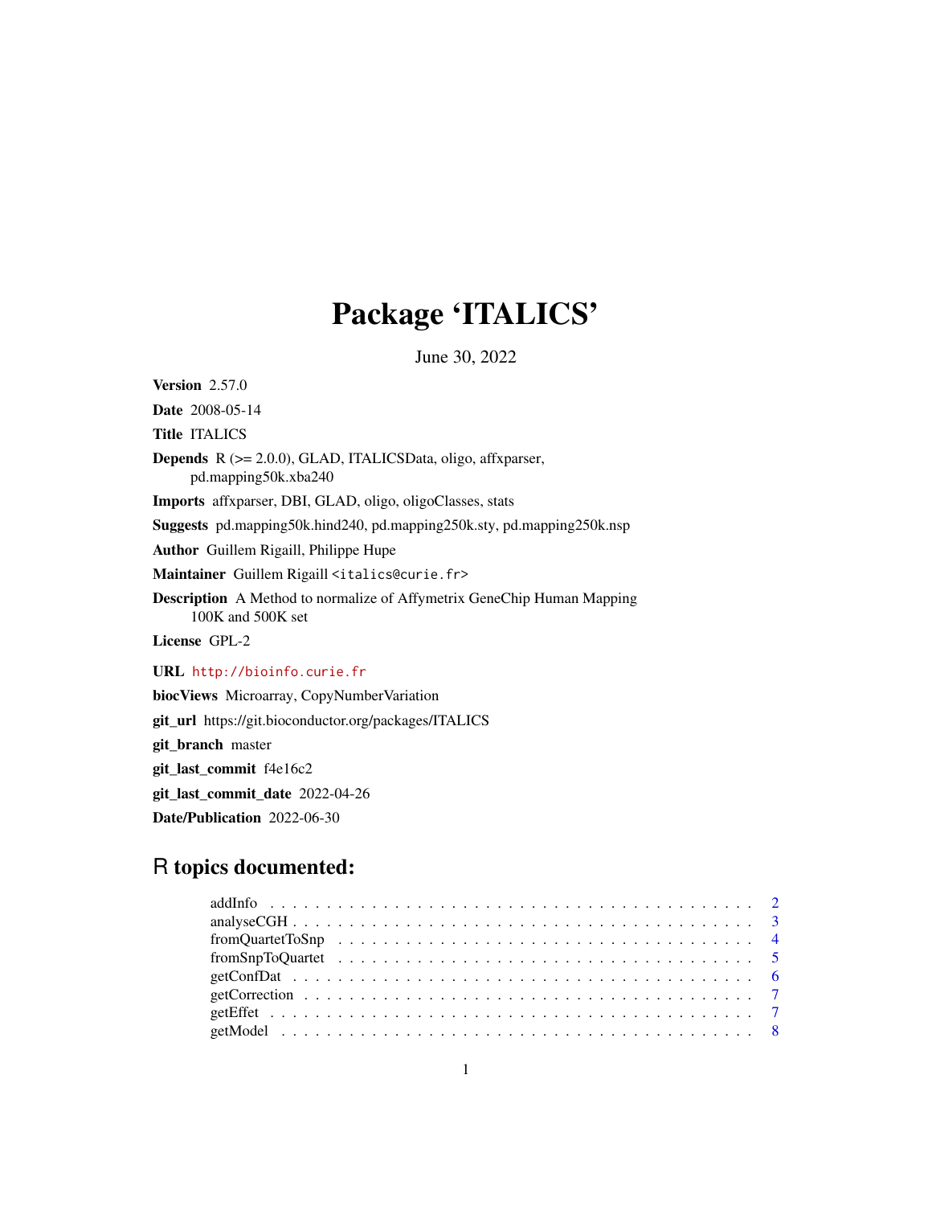# Package 'ITALICS'

June 30, 2022

**Version** 2.57.0

**Date** 2008-05-14

**Title** ITALICS

**Depends** R (>= 2.0.0), GLAD, ITALICSData, oligo, affxparser, pd.mapping50k.xba240

**Imports** affxparser, DBI, GLAD, oligo, oligoClasses, stats

**Suggests** pd.mapping50k.hind240, pd.mapping250k.sty, pd.mapping250k.nsp

**Author** Guillem Rigaill, Philippe Hupe

**Maintainer** Guillem Rigaill <italics@curie.fr>

**Description** A Method to normalize of Affymetrix GeneChip Human Mapping 100K and 500K set

**License** GPL-2

**URL** http://bioinfo.curie.fr

**biocViews** Microarray, CopyNumberVariation

**git_url** https://git.bioconductor.org/packages/ITALICS

**git_branch** master

**git_last_commit** f4e16c2

**git_last_commit_date** 2022-04-26

**Date/Publication** 2022-06-30

## R topics documented:

- addInfo . . . . . . . . . . . . . . . . . . . . . . . . . . . . . . . . . . . . . . . . . . 2
- analyseCGH . . . . . . . . . . . . . . . . . . . . . . . . . . . . . . . . . . . . . . . . 3
- fromQuartetToSnp . . . . . . . . . . . . . . . . . . . . . . . . . . . . . . . . . . . . 4
- fromSnpToQuartet . . . . . . . . . . . . . . . . . . . . . . . . . . . . . . . . . . . . 5
- getConfDat . . . . . . . . . . . . . . . . . . . . . . . . . . . . . . . . . . . . . . . . 6
- getCorrection . . . . . . . . . . . . . . . . . . . . . . . . . . . . . . . . . . . . . . 7
- getEffet . . . . . . . . . . . . . . . . . . . . . . . . . . . . . . . . . . . . . . . . . 7
- getModel . . . . . . . . . . . . . . . . . . . . . . . . . . . . . . . . . . . . . . . . . 8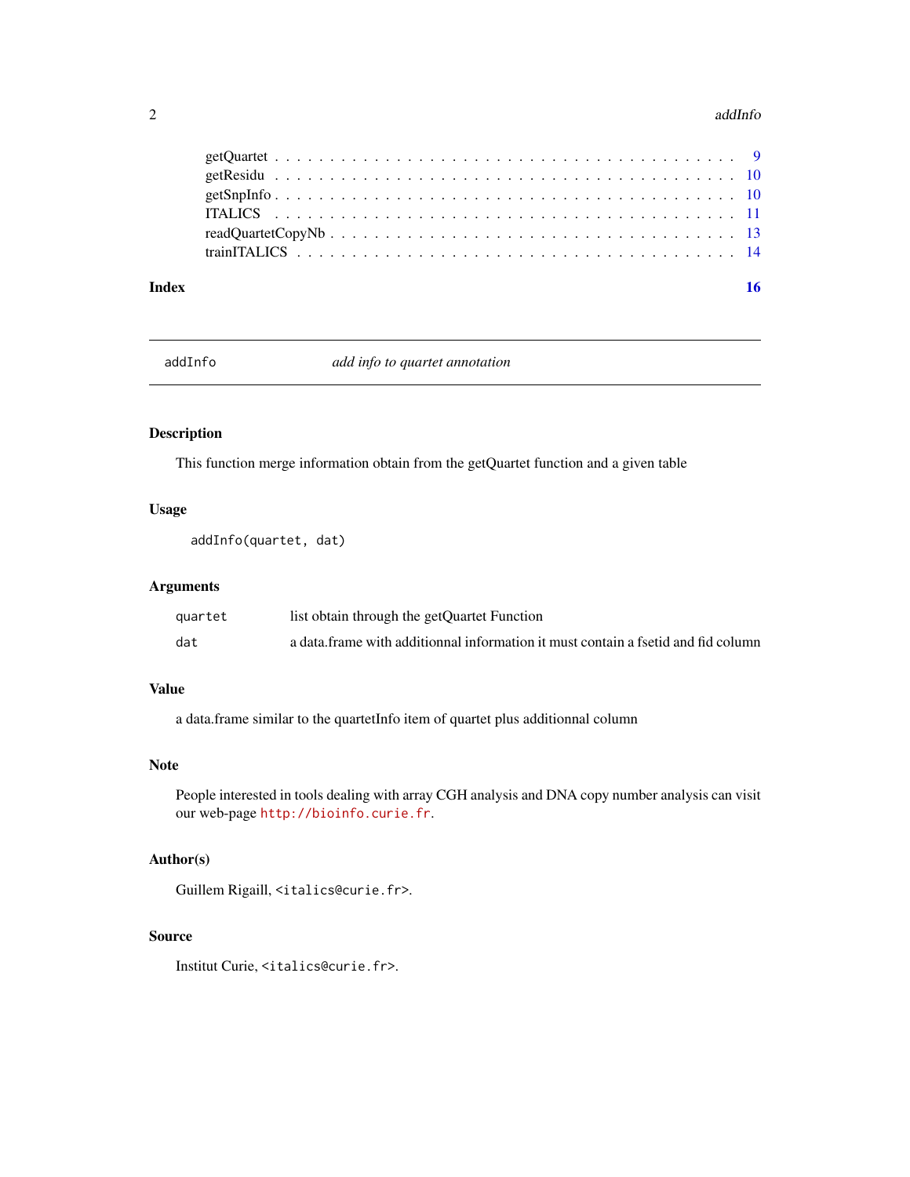getQuartet . . . . . . . . . . . . . . . . . . . . . . . . . . . . . . . . . . . . . . . . 9
getResidu . . . . . . . . . . . . . . . . . . . . . . . . . . . . . . . . . . . . . . . . 10
getSnpInfo . . . . . . . . . . . . . . . . . . . . . . . . . . . . . . . . . . . . . . . . 10
ITALICS . . . . . . . . . . . . . . . . . . . . . . . . . . . . . . . . . . . . . . . . 11
readQuartetCopyNb . . . . . . . . . . . . . . . . . . . . . . . . . . . . . . . . . . . . 13
trainITALICS . . . . . . . . . . . . . . . . . . . . . . . . . . . . . . . . . . . . . . . . 14

**Index** **16**

---

## addInfo — *add info to quartet annotation*

---

### Description

This function merge information obtain from the getQuartet function and a given table

### Usage

```
addInfo(quartet, dat)
```

### Arguments

| | |
|---|---|
| `quartet` | list obtain through the getQuartet Function |
| `dat` | a data.frame with additionnal information it must contain a fsetid and fid column |

### Value

a data.frame similar to the quartetInfo item of quartet plus additionnal column

### Note

People interested in tools dealing with array CGH analysis and DNA copy number analysis can visit our web-page `http://bioinfo.curie.fr`.

### Author(s)

Guillem Rigaill, `<italics@curie.fr>`.

### Source

Institut Curie, `<italics@curie.fr>`.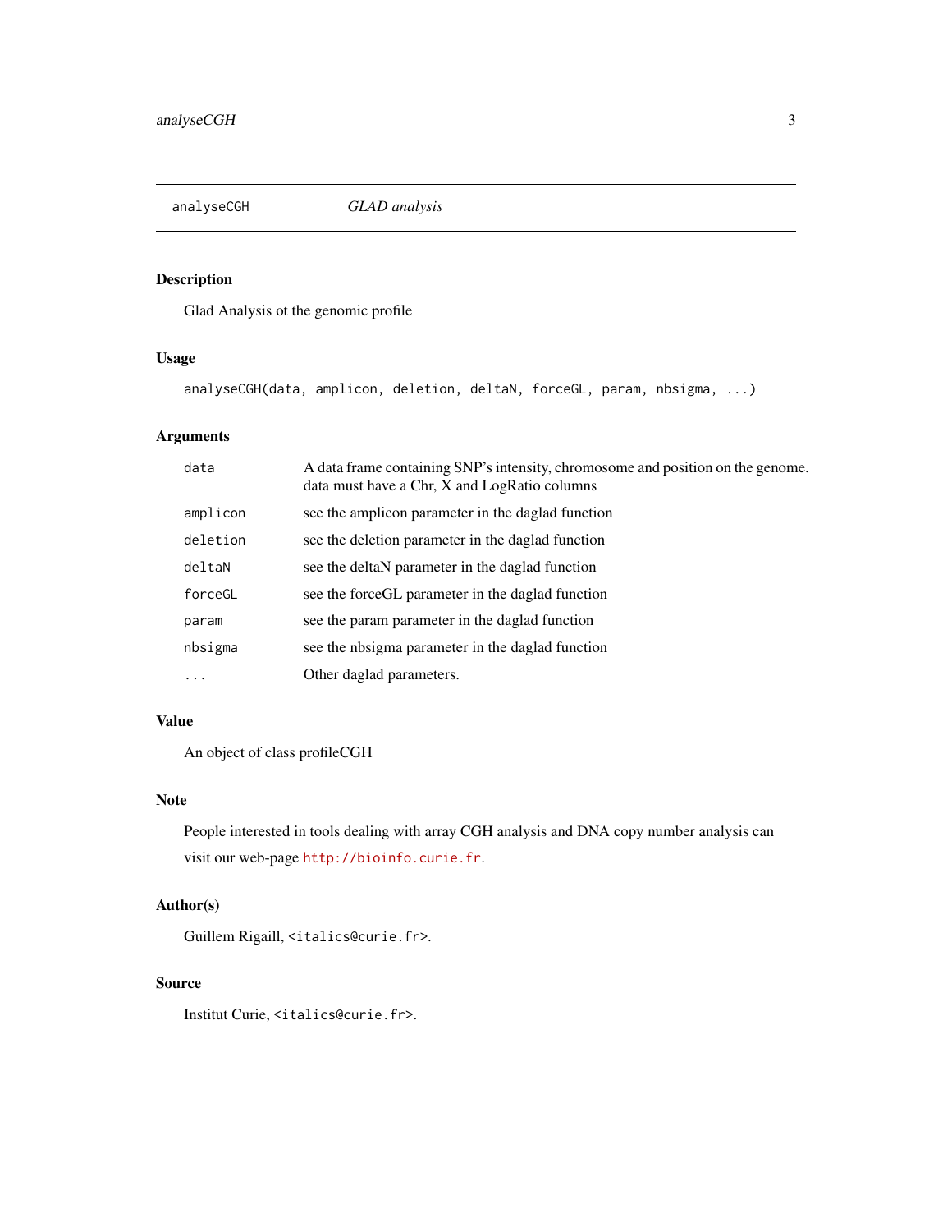## analyseCGH *GLAD analysis*

### Description

Glad Analysis ot the genomic profile

### Usage

```
analyseCGH(data, amplicon, deletion, deltaN, forceGL, param, nbsigma, ...)
```

### Arguments

| | |
|---|---|
| `data` | A data frame containing SNP's intensity, chromosome and position on the genome. data must have a Chr, X and LogRatio columns |
| `amplicon` | see the amplicon parameter in the daglad function |
| `deletion` | see the deletion parameter in the daglad function |
| `deltaN` | see the deltaN parameter in the daglad function |
| `forceGL` | see the forceGL parameter in the daglad function |
| `param` | see the param parameter in the daglad function |
| `nbsigma` | see the nbsigma parameter in the daglad function |
| `...` | Other daglad parameters. |

### Value

An object of class profileCGH

### Note

People interested in tools dealing with array CGH analysis and DNA copy number analysis can visit our web-page http://bioinfo.curie.fr.

### Author(s)

Guillem Rigaill, <italics@curie.fr>.

### Source

Institut Curie, <italics@curie.fr>.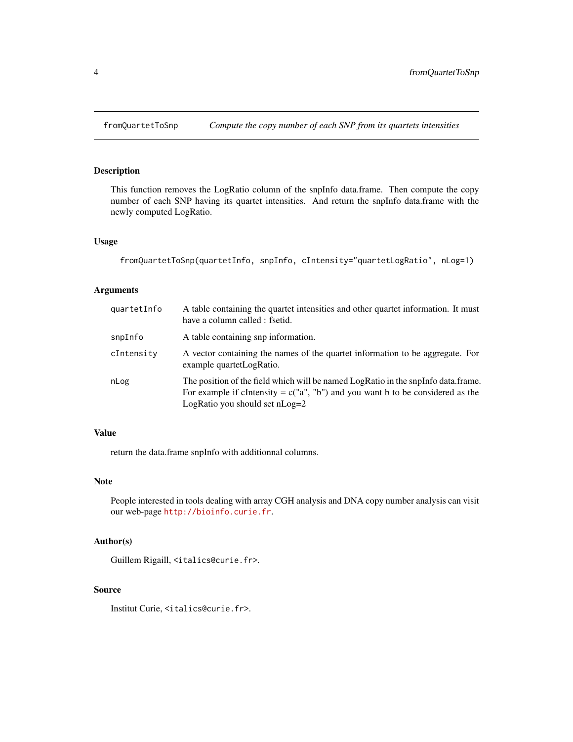## fromQuartetToSnp — *Compute the copy number of each SNP from its quartets intensities*

### Description

This function removes the LogRatio column of the snpInfo data.frame. Then compute the copy number of each SNP having its quartet intensities. And return the snpInfo data.frame with the newly computed LogRatio.

### Usage

```
fromQuartetToSnp(quartetInfo, snpInfo, cIntensity="quartetLogRatio", nLog=1)
```

### Arguments

| | |
|---|---|
| `quartetInfo` | A table containing the quartet intensities and other quartet information. It must have a column called : fsetid. |
| `snpInfo` | A table containing snp information. |
| `cIntensity` | A vector containing the names of the quartet information to be aggregate. For example quartetLogRatio. |
| `nLog` | The position of the field which will be named LogRatio in the snpInfo data.frame. For example if cIntensity = c("a", "b") and you want b to be considered as the LogRatio you should set nLog=2 |

### Value

return the data.frame snpInfo with additionnal columns.

### Note

People interested in tools dealing with array CGH analysis and DNA copy number analysis can visit our web-page http://bioinfo.curie.fr.

### Author(s)

Guillem Rigaill, <italics@curie.fr>.

### Source

Institut Curie, <italics@curie.fr>.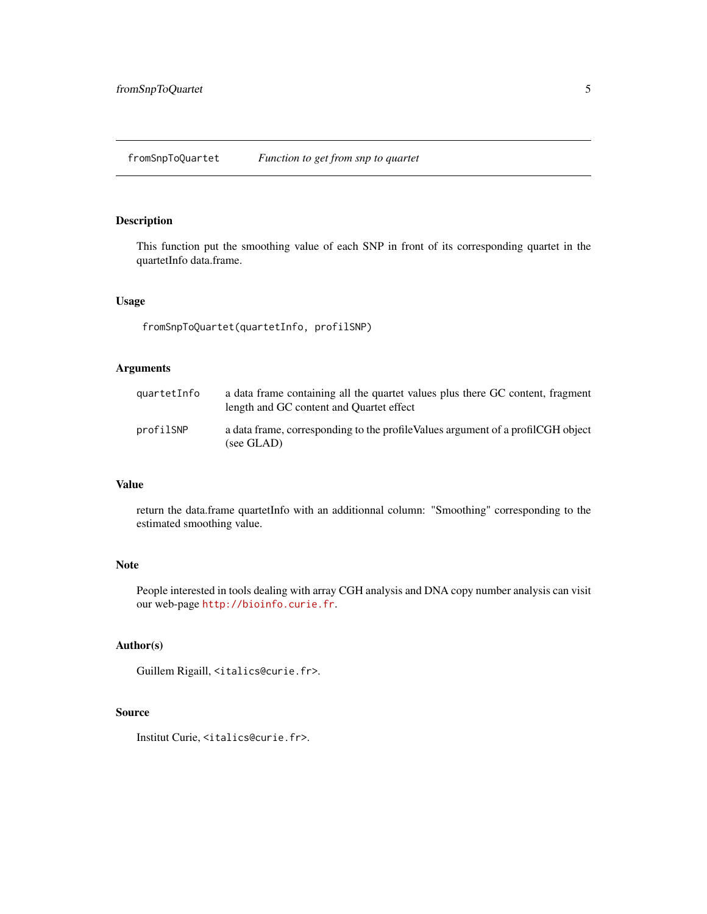# fromSnpToQuartet *Function to get from snp to quartet*

## Description

This function put the smoothing value of each SNP in front of its corresponding quartet in the quartetInfo data.frame.

## Usage

```
fromSnpToQuartet(quartetInfo, profilSNP)
```

## Arguments

| | |
|---|---|
| quartetInfo | a data frame containing all the quartet values plus there GC content, fragment length and GC content and Quartet effect |
| profilSNP | a data frame, corresponding to the profileValues argument of a profilCGH object (see GLAD) |

## Value

return the data.frame quartetInfo with an additionnal column: "Smoothing" corresponding to the estimated smoothing value.

## Note

People interested in tools dealing with array CGH analysis and DNA copy number analysis can visit our web-page http://bioinfo.curie.fr.

## Author(s)

Guillem Rigaill, <italics@curie.fr>.

## Source

Institut Curie, <italics@curie.fr>.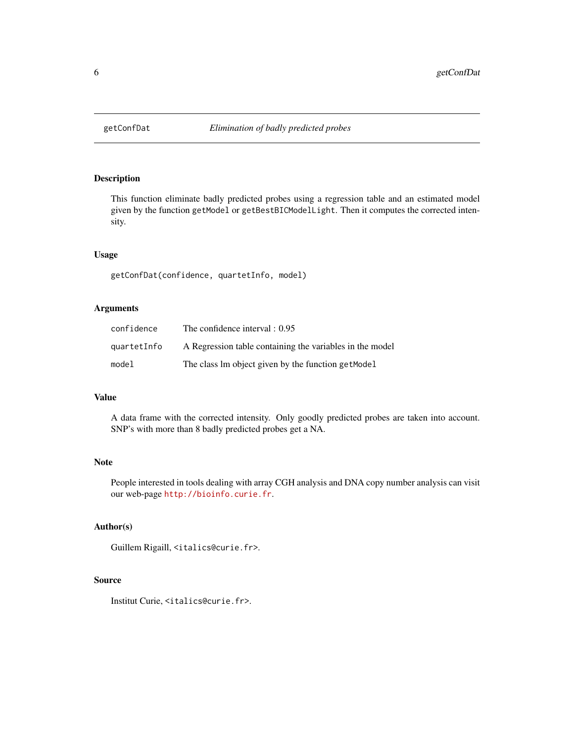# getConfDat — *Elimination of badly predicted probes*

## Description

This function eliminate badly predicted probes using a regression table and an estimated model given by the function `getModel` or `getBestBICModelLight`. Then it computes the corrected intensity.

## Usage

```
getConfDat(confidence, quartetInfo, model)
```

## Arguments

| | |
|---|---|
| `confidence` | The confidence interval : 0.95 |
| `quartetInfo` | A Regression table containing the variables in the model |
| `model` | The class lm object given by the function `getModel` |

## Value

A data frame with the corrected intensity. Only goodly predicted probes are taken into account. SNP's with more than 8 badly predicted probes get a NA.

## Note

People interested in tools dealing with array CGH analysis and DNA copy number analysis can visit our web-page http://bioinfo.curie.fr.

## Author(s)

Guillem Rigaill, `<italics@curie.fr>`.

## Source

Institut Curie, `<italics@curie.fr>`.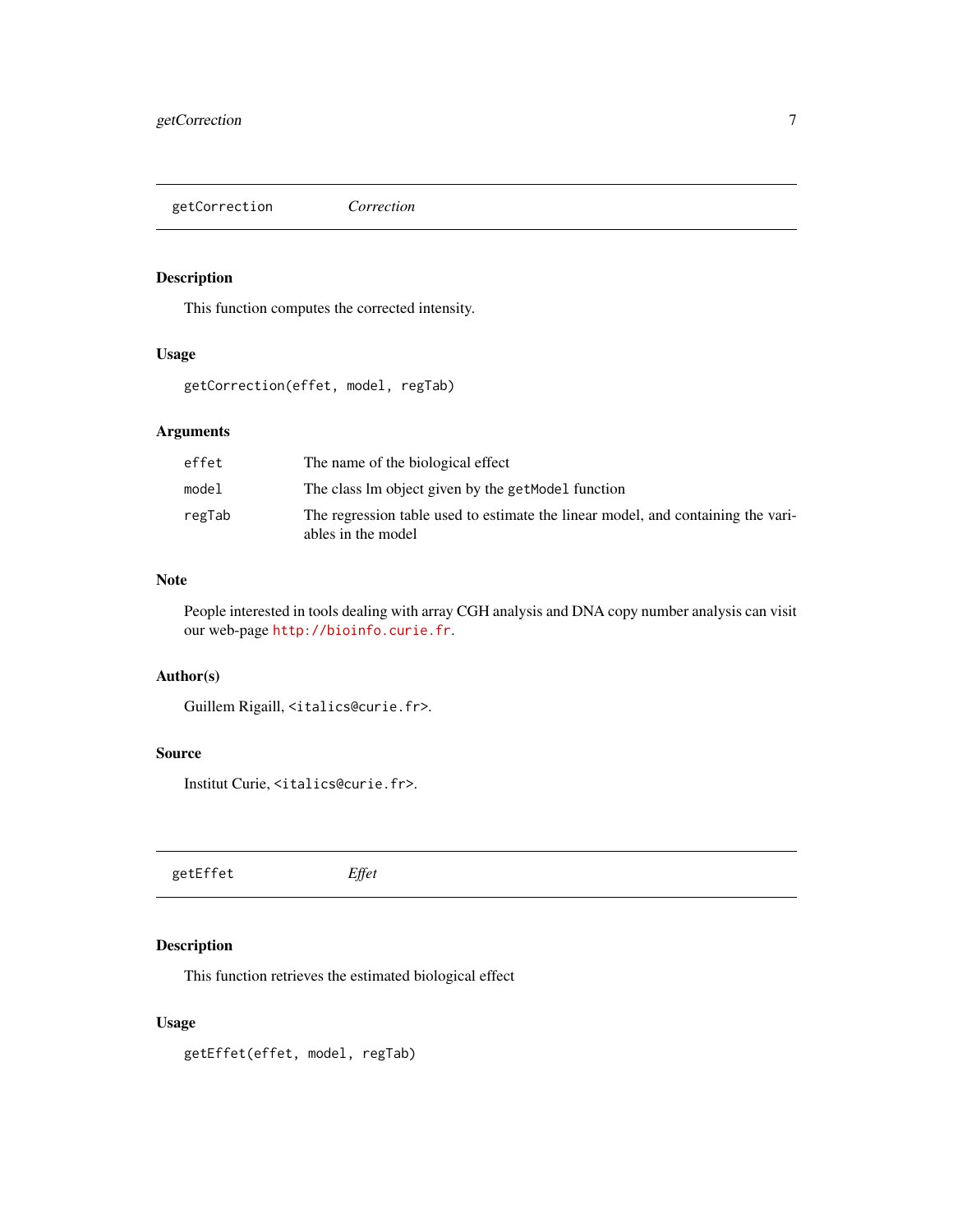## getCorrection *Correction*

### Description

This function computes the corrected intensity.

### Usage

```
getCorrection(effet, model, regTab)
```

### Arguments

| | |
|---|---|
| `effet` | The name of the biological effect |
| `model` | The class lm object given by the `getModel` function |
| `regTab` | The regression table used to estimate the linear model, and containing the variables in the model |

### Note

People interested in tools dealing with array CGH analysis and DNA copy number analysis can visit our web-page `http://bioinfo.curie.fr`.

### Author(s)

Guillem Rigaill, `<italics@curie.fr>`.

### Source

Institut Curie, `<italics@curie.fr>`.

## getEffet *Effet*

### Description

This function retrieves the estimated biological effect

### Usage

```
getEffet(effet, model, regTab)
```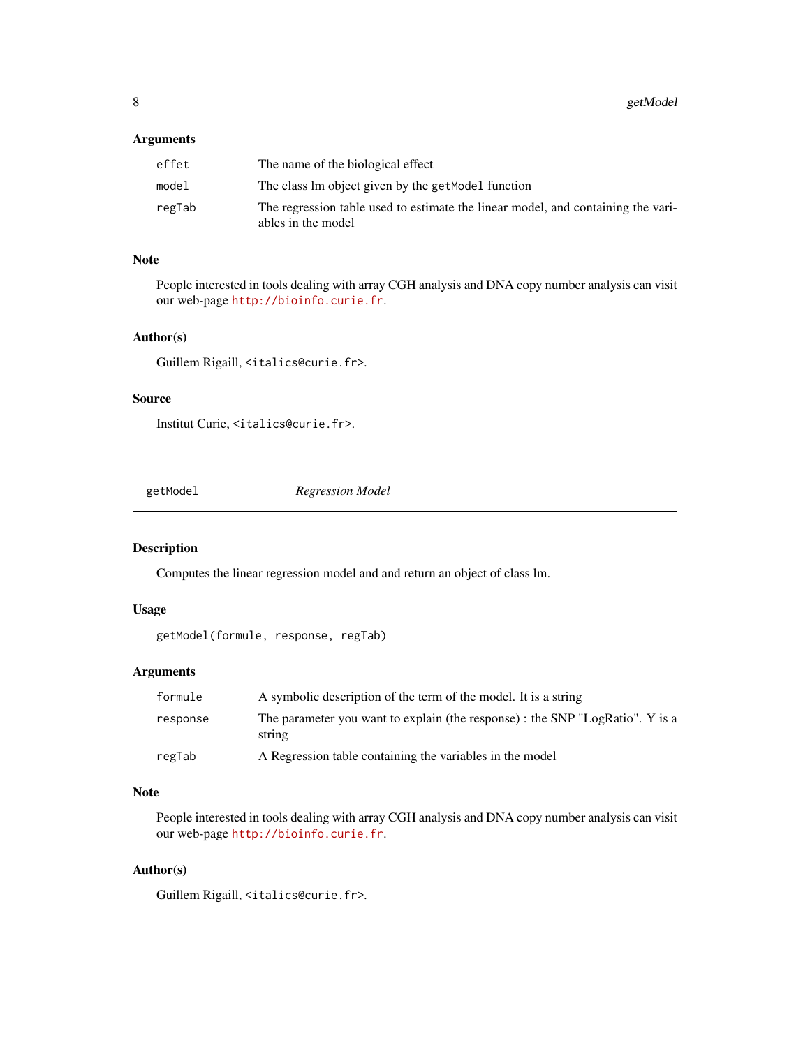### Arguments

| | |
|---|---|
| effet | The name of the biological effect |
| model | The class lm object given by the getModel function |
| regTab | The regression table used to estimate the linear model, and containing the variables in the model |

### Note

People interested in tools dealing with array CGH analysis and DNA copy number analysis can visit our web-page http://bioinfo.curie.fr.

### Author(s)

Guillem Rigaill, <italics@curie.fr>.

### Source

Institut Curie, <italics@curie.fr>.

---

## getModel *Regression Model*

---

### Description

Computes the linear regression model and and return an object of class lm.

### Usage

```
getModel(formule, response, regTab)
```

### Arguments

| | |
|---|---|
| formule | A symbolic description of the term of the model. It is a string |
| response | The parameter you want to explain (the response) : the SNP "LogRatio". Y is a string |
| regTab | A Regression table containing the variables in the model |

### Note

People interested in tools dealing with array CGH analysis and DNA copy number analysis can visit our web-page http://bioinfo.curie.fr.

### Author(s)

Guillem Rigaill, <italics@curie.fr>.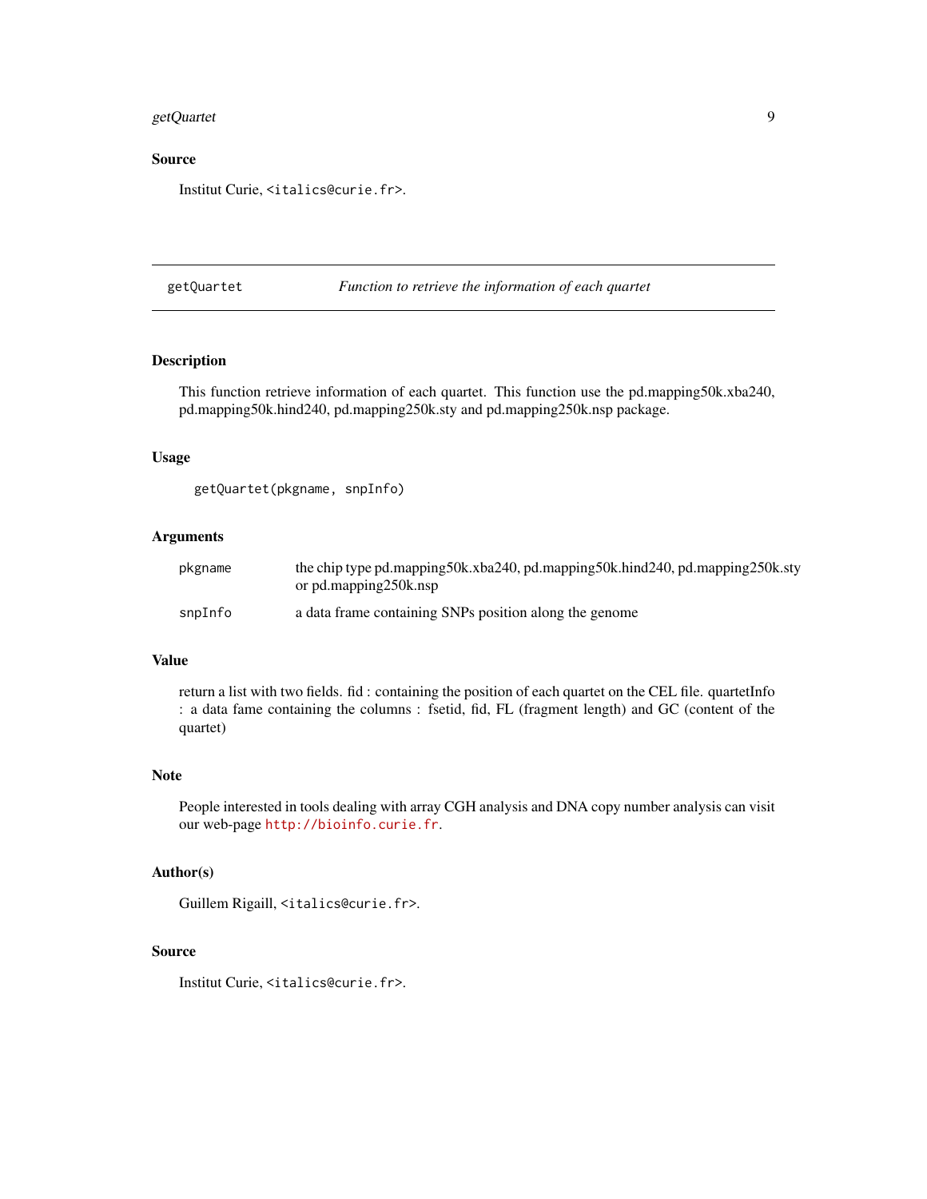## Source

Institut Curie, <italics@curie.fr>.

---

getQuartet — *Function to retrieve the information of each quartet*

---

## Description

This function retrieve information of each quartet. This function use the pd.mapping50k.xba240, pd.mapping50k.hind240, pd.mapping250k.sty and pd.mapping250k.nsp package.

## Usage

```
getQuartet(pkgname, snpInfo)
```

## Arguments

| | |
|---|---|
| pkgname | the chip type pd.mapping50k.xba240, pd.mapping50k.hind240, pd.mapping250k.sty or pd.mapping250k.nsp |
| snpInfo | a data frame containing SNPs position along the genome |

## Value

return a list with two fields. fid : containing the position of each quartet on the CEL file. quartetInfo : a data fame containing the columns : fsetid, fid, FL (fragment length) and GC (content of the quartet)

## Note

People interested in tools dealing with array CGH analysis and DNA copy number analysis can visit our web-page http://bioinfo.curie.fr.

## Author(s)

Guillem Rigaill, <italics@curie.fr>.

## Source

Institut Curie, <italics@curie.fr>.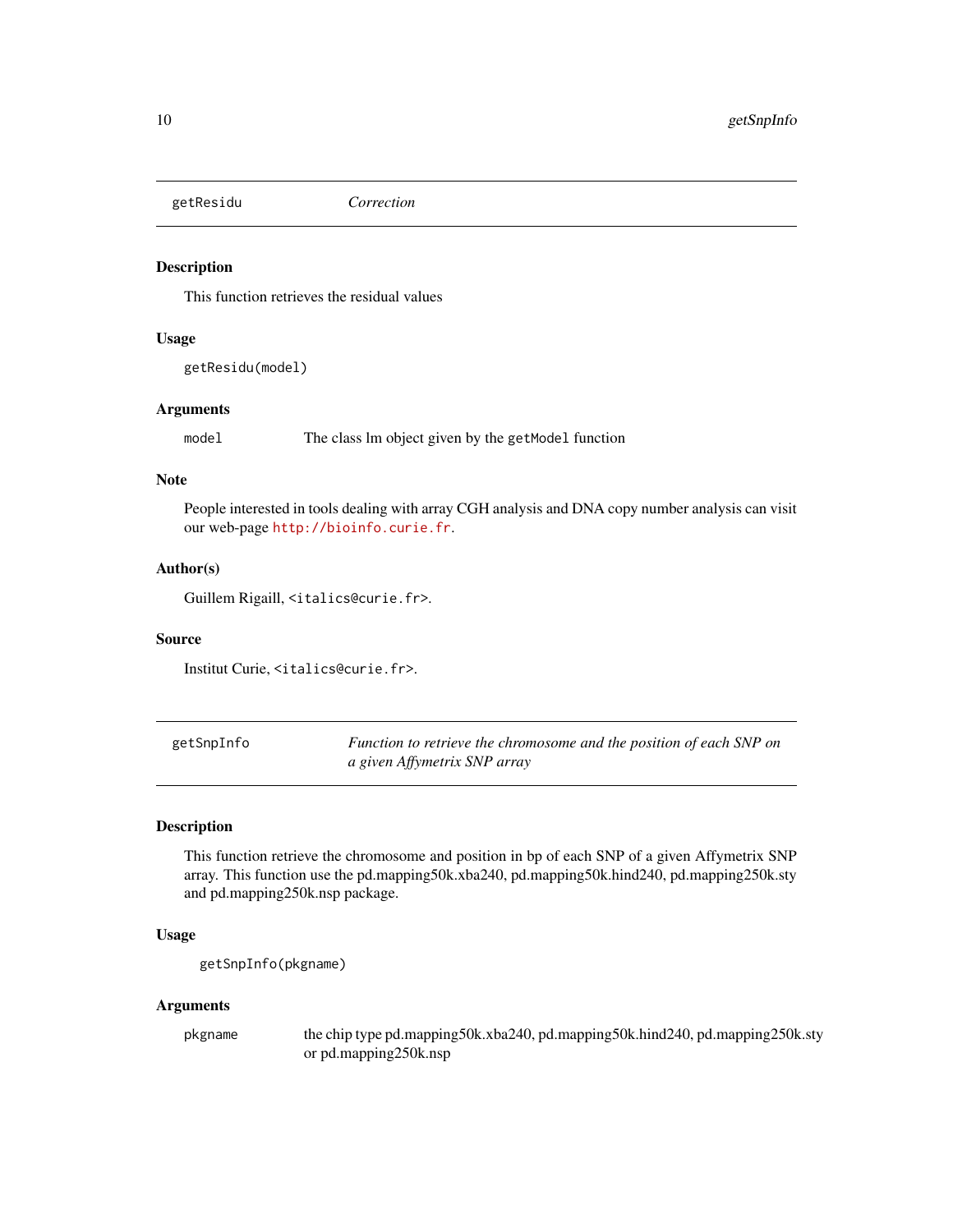## getResidu — *Correction*

### Description

This function retrieves the residual values

### Usage

```
getResidu(model)
```

### Arguments

| | |
|---|---|
| model | The class lm object given by the `getModel` function |

### Note

People interested in tools dealing with array CGH analysis and DNA copy number analysis can visit our web-page http://bioinfo.curie.fr.

### Author(s)

Guillem Rigaill, <italics@curie.fr>.

### Source

Institut Curie, <italics@curie.fr>.

## getSnpInfo — *Function to retrieve the chromosome and the position of each SNP on a given Affymetrix SNP array*

### Description

This function retrieve the chromosome and position in bp of each SNP of a given Affymetrix SNP array. This function use the pd.mapping50k.xba240, pd.mapping50k.hind240, pd.mapping250k.sty and pd.mapping250k.nsp package.

### Usage

```
getSnpInfo(pkgname)
```

### Arguments

| | |
|---|---|
| pkgname | the chip type pd.mapping50k.xba240, pd.mapping50k.hind240, pd.mapping250k.sty or pd.mapping250k.nsp |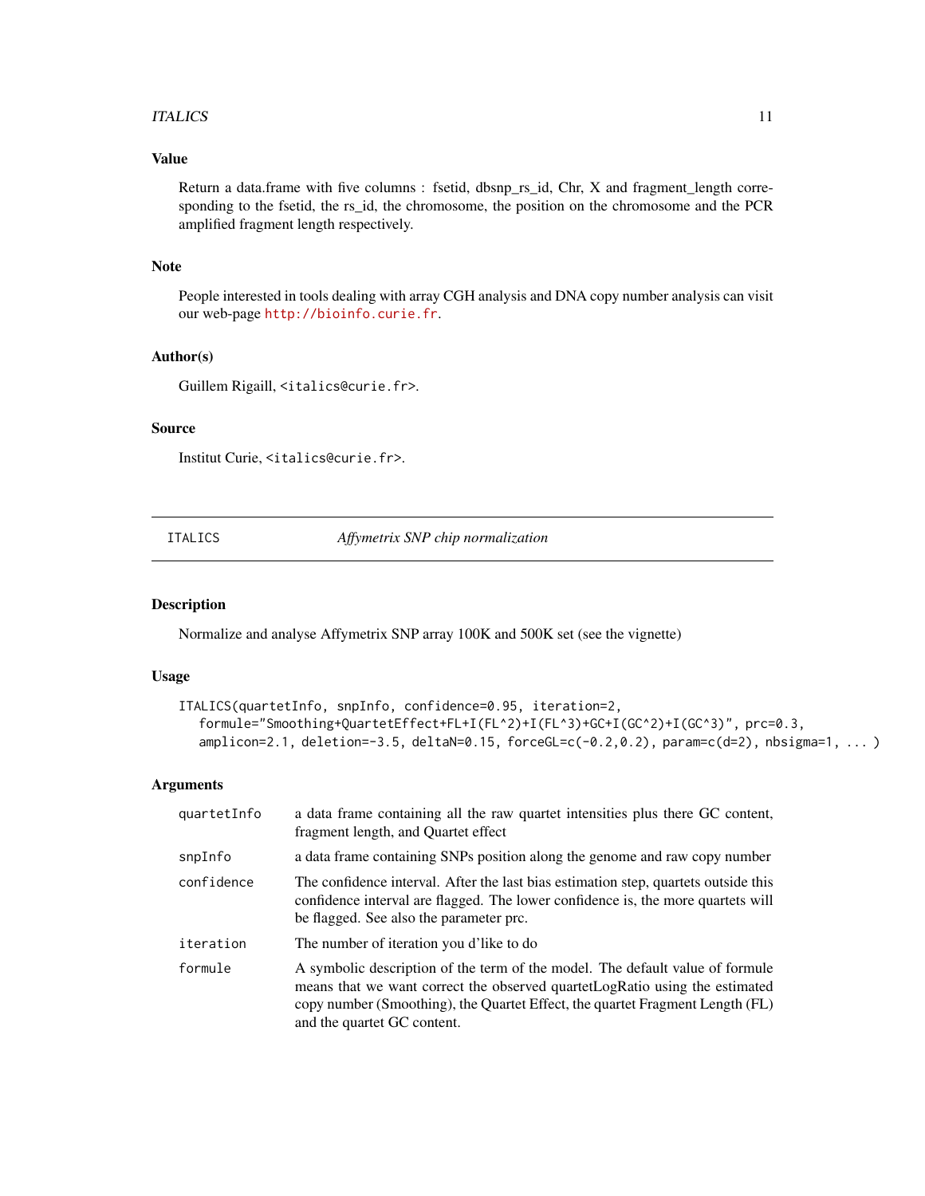## Value

Return a data.frame with five columns : fsetid, dbsnp_rs_id, Chr, X and fragment_length corresponding to the fsetid, the rs_id, the chromosome, the position on the chromosome and the PCR amplified fragment length respectively.

## Note

People interested in tools dealing with array CGH analysis and DNA copy number analysis can visit our web-page http://bioinfo.curie.fr.

## Author(s)

Guillem Rigaill, <italics@curie.fr>.

## Source

Institut Curie, <italics@curie.fr>.

---

# ITALICS — *Affymetrix SNP chip normalization*

---

## Description

Normalize and analyse Affymetrix SNP array 100K and 500K set (see the vignette)

## Usage

```
ITALICS(quartetInfo, snpInfo, confidence=0.95, iteration=2,
   formule="Smoothing+QuartetEffect+FL+I(FL^2)+I(FL^3)+GC+I(GC^2)+I(GC^3)", prc=0.3,
   amplicon=2.1, deletion=-3.5, deltaN=0.15, forceGL=c(-0.2,0.2), param=c(d=2), nbsigma=1, ... )
```

## Arguments

| | |
|---|---|
| `quartetInfo` | a data frame containing all the raw quartet intensities plus there GC content, fragment length, and Quartet effect |
| `snpInfo` | a data frame containing SNPs position along the genome and raw copy number |
| `confidence` | The confidence interval. After the last bias estimation step, quartets outside this confidence interval are flagged. The lower confidence is, the more quartets will be flagged. See also the parameter prc. |
| `iteration` | The number of iteration you d'like to do |
| `formule` | A symbolic description of the term of the model. The default value of formule means that we want correct the observed quartetLogRatio using the estimated copy number (Smoothing), the Quartet Effect, the quartet Fragment Length (FL) and the quartet GC content. |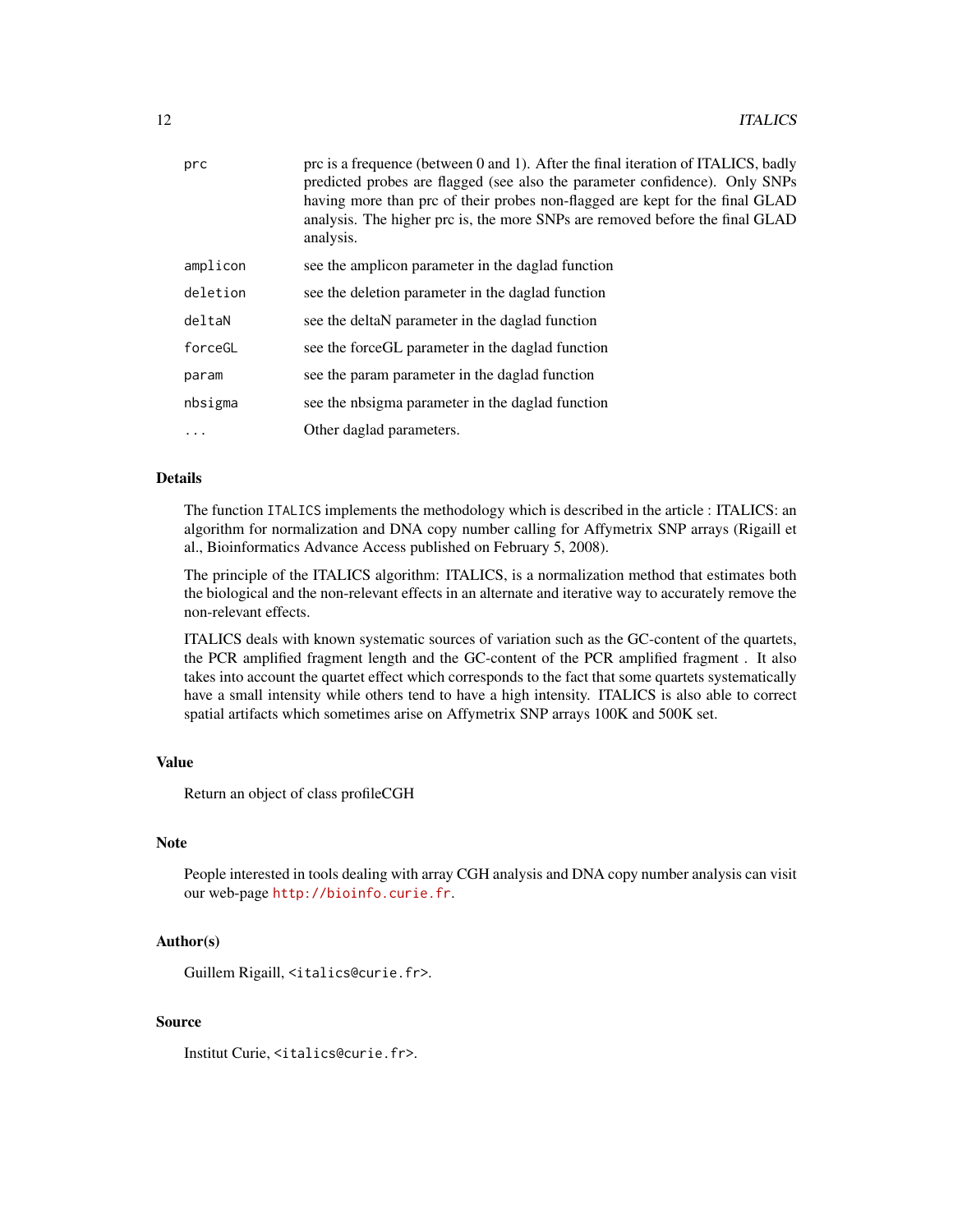| | |
|---|---|
| `prc` | prc is a frequence (between 0 and 1). After the final iteration of ITALICS, badly predicted probes are flagged (see also the parameter confidence). Only SNPs having more than prc of their probes non-flagged are kept for the final GLAD analysis. The higher prc is, the more SNPs are removed before the final GLAD analysis. |
| `amplicon` | see the amplicon parameter in the daglad function |
| `deletion` | see the deletion parameter in the daglad function |
| `deltaN` | see the deltaN parameter in the daglad function |
| `forceGL` | see the forceGL parameter in the daglad function |
| `param` | see the param parameter in the daglad function |
| `nbsigma` | see the nbsigma parameter in the daglad function |
| `...` | Other daglad parameters. |

## Details

The function `ITALICS` implements the methodology which is described in the article : ITALICS: an algorithm for normalization and DNA copy number calling for Affymetrix SNP arrays (Rigaill et al., Bioinformatics Advance Access published on February 5, 2008).

The principle of the ITALICS algorithm: ITALICS, is a normalization method that estimates both the biological and the non-relevant effects in an alternate and iterative way to accurately remove the non-relevant effects.

ITALICS deals with known systematic sources of variation such as the GC-content of the quartets, the PCR amplified fragment length and the GC-content of the PCR amplified fragment . It also takes into account the quartet effect which corresponds to the fact that some quartets systematically have a small intensity while others tend to have a high intensity. ITALICS is also able to correct spatial artifacts which sometimes arise on Affymetrix SNP arrays 100K and 500K set.

## Value

Return an object of class profileCGH

## Note

People interested in tools dealing with array CGH analysis and DNA copy number analysis can visit our web-page http://bioinfo.curie.fr.

## Author(s)

Guillem Rigaill, <italics@curie.fr>.

## Source

Institut Curie, <italics@curie.fr>.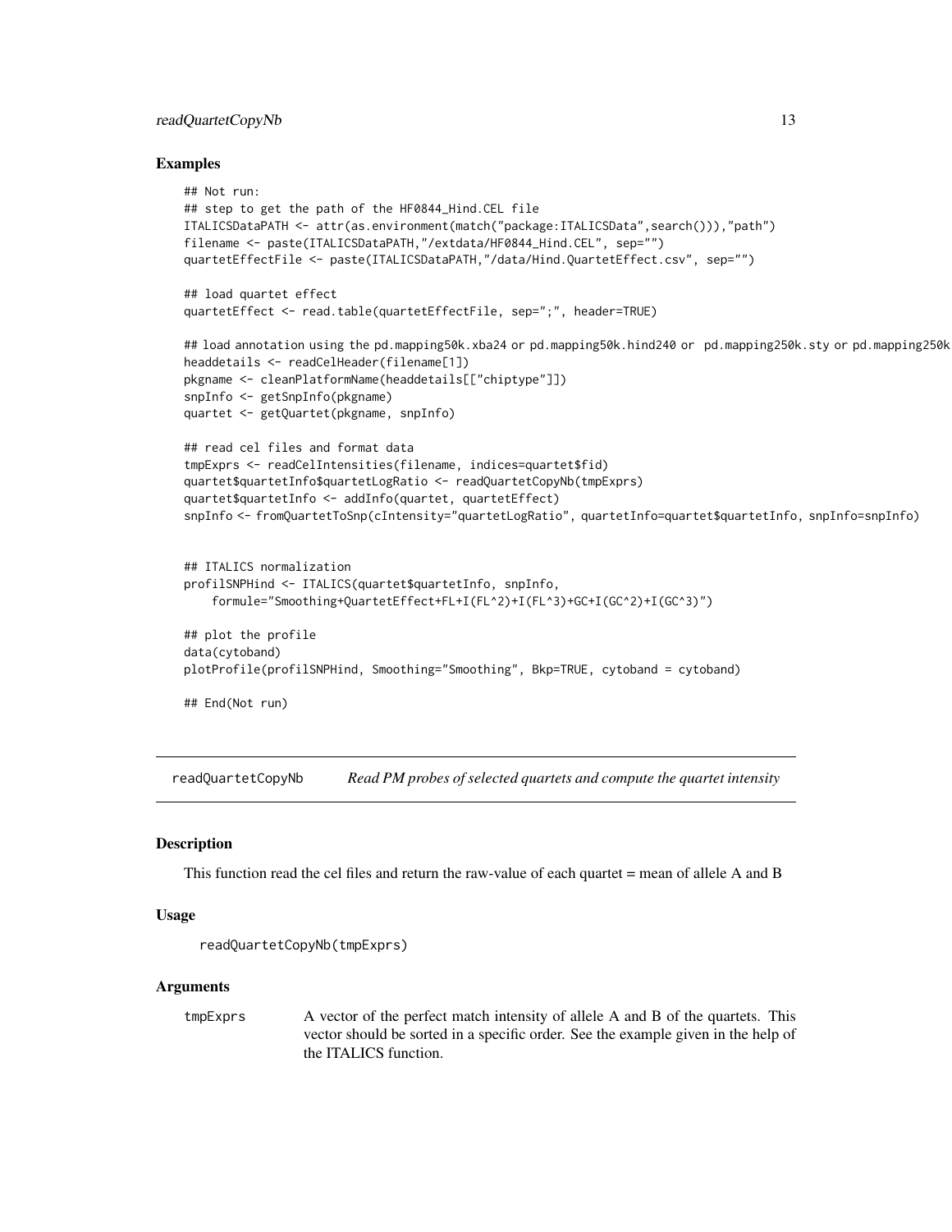## Examples

```
## Not run:
## step to get the path of the HF0844_Hind.CEL file
ITALICSDataPATH <- attr(as.environment(match("package:ITALICSData",search())),"path")
filename <- paste(ITALICSDataPATH,"/extdata/HF0844_Hind.CEL", sep="")
quartetEffectFile <- paste(ITALICSDataPATH,"/data/Hind.QuartetEffect.csv", sep="")

## load quartet effect
quartetEffect <- read.table(quartetEffectFile, sep=";", header=TRUE)

## load annotation using the pd.mapping50k.xba24 or pd.mapping50k.hind240 or  pd.mapping250k.sty or pd.mapping250k
headdetails <- readCelHeader(filename[1])
pkgname <- cleanPlatformName(headdetails[["chiptype"]])
snpInfo <- getSnpInfo(pkgname)
quartet <- getQuartet(pkgname, snpInfo)

## read cel files and format data
tmpExprs <- readCelIntensities(filename, indices=quartet$fid)
quartet$quartetInfo$quartetLogRatio <- readQuartetCopyNb(tmpExprs)
quartet$quartetInfo <- addInfo(quartet, quartetEffect)
snpInfo <- fromQuartetToSnp(cIntensity="quartetLogRatio", quartetInfo=quartet$quartetInfo, snpInfo=snpInfo)


## ITALICS normalization
profilSNPHind <- ITALICS(quartet$quartetInfo, snpInfo,
    formule="Smoothing+QuartetEffect+FL+I(FL^2)+I(FL^3)+GC+I(GC^2)+I(GC^3)")

## plot the profile
data(cytoband)
plotProfile(profilSNPHind, Smoothing="Smoothing", Bkp=TRUE, cytoband = cytoband)

## End(Not run)
```

---

## readQuartetCopyNb — *Read PM probes of selected quartets and compute the quartet intensity*

### Description

This function read the cel files and return the raw-value of each quartet = mean of allele A and B

### Usage

```
readQuartetCopyNb(tmpExprs)
```

### Arguments

| | |
|---|---|
| tmpExprs | A vector of the perfect match intensity of allele A and B of the quartets. This vector should be sorted in a specific order. See the example given in the help of the ITALICS function. |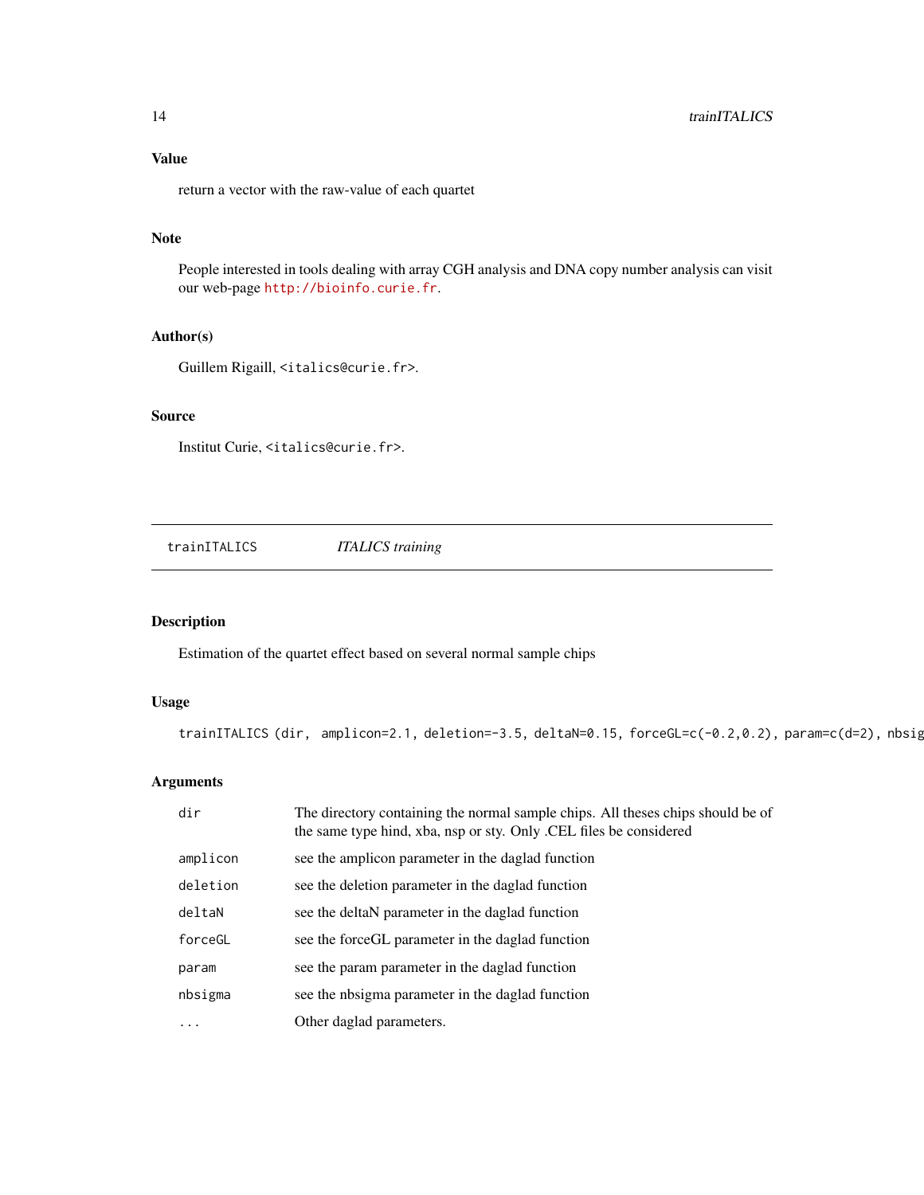### Value

return a vector with the raw-value of each quartet

### Note

People interested in tools dealing with array CGH analysis and DNA copy number analysis can visit our web-page http://bioinfo.curie.fr.

### Author(s)

Guillem Rigaill, <italics@curie.fr>.

### Source

Institut Curie, <italics@curie.fr>.

---

## trainITALICS *ITALICS training*

---

### Description

Estimation of the quartet effect based on several normal sample chips

### Usage

```
trainITALICS (dir,  amplicon=2.1, deletion=-3.5, deltaN=0.15, forceGL=c(-0.2,0.2), param=c(d=2), nbsig
```

### Arguments

| | |
|---|---|
| `dir` | The directory containing the normal sample chips. All theses chips should be of the same type hind, xba, nsp or sty. Only .CEL files be considered |
| `amplicon` | see the amplicon parameter in the daglad function |
| `deletion` | see the deletion parameter in the daglad function |
| `deltaN` | see the deltaN parameter in the daglad function |
| `forceGL` | see the forceGL parameter in the daglad function |
| `param` | see the param parameter in the daglad function |
| `nbsigma` | see the nbsigma parameter in the daglad function |
| `...` | Other daglad parameters. |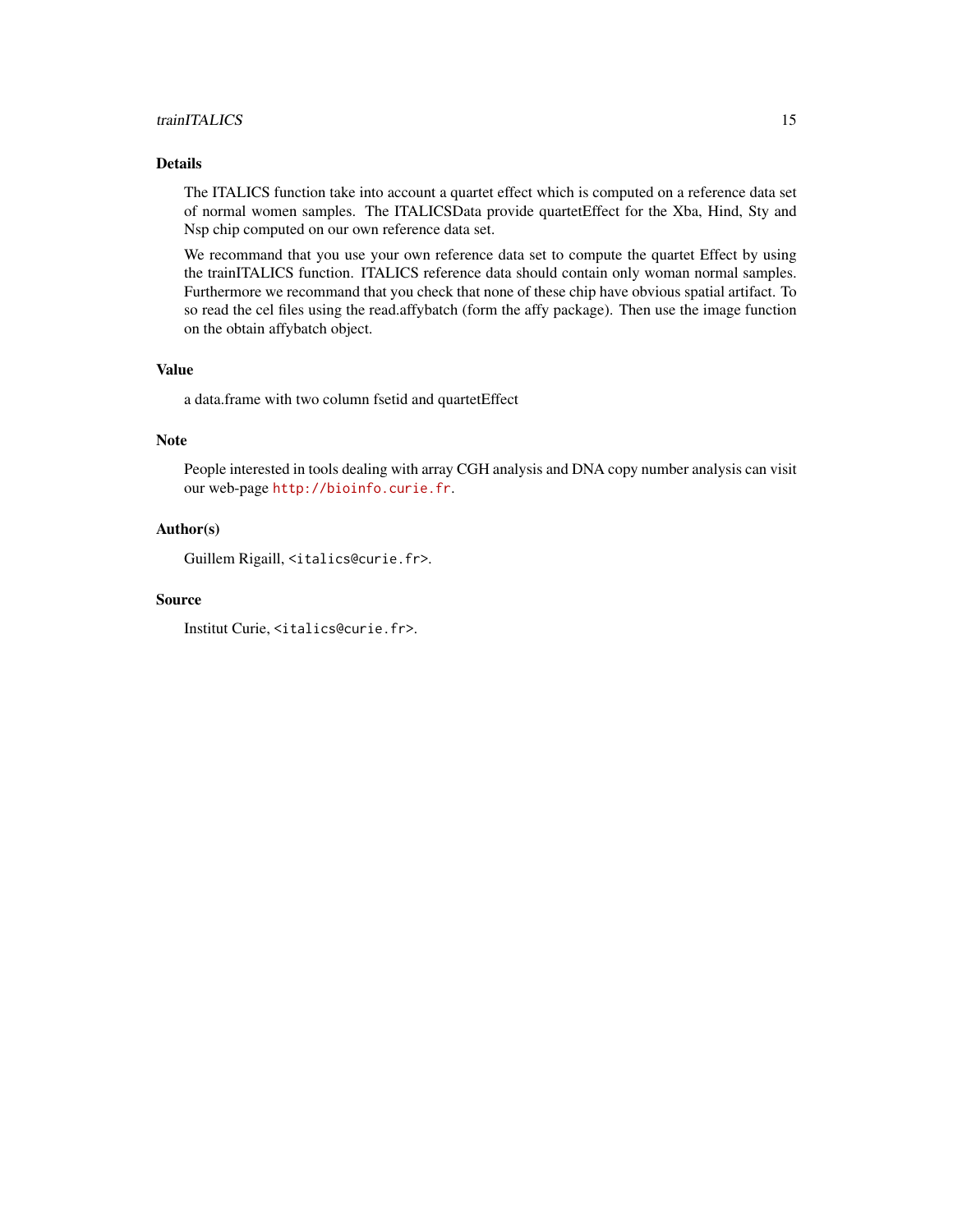## Details

The ITALICS function take into account a quartet effect which is computed on a reference data set of normal women samples. The ITALICSData provide quartetEffect for the Xba, Hind, Sty and Nsp chip computed on our own reference data set.

We recommand that you use your own reference data set to compute the quartet Effect by using the trainITALICS function. ITALICS reference data should contain only woman normal samples. Furthermore we recommand that you check that none of these chip have obvious spatial artifact. To so read the cel files using the read.affybatch (form the affy package). Then use the image function on the obtain affybatch object.

## Value

a data.frame with two column fsetid and quartetEffect

## Note

People interested in tools dealing with array CGH analysis and DNA copy number analysis can visit our web-page `http://bioinfo.curie.fr`.

## Author(s)

Guillem Rigaill, `<italics@curie.fr>`.

## Source

Institut Curie, `<italics@curie.fr>`.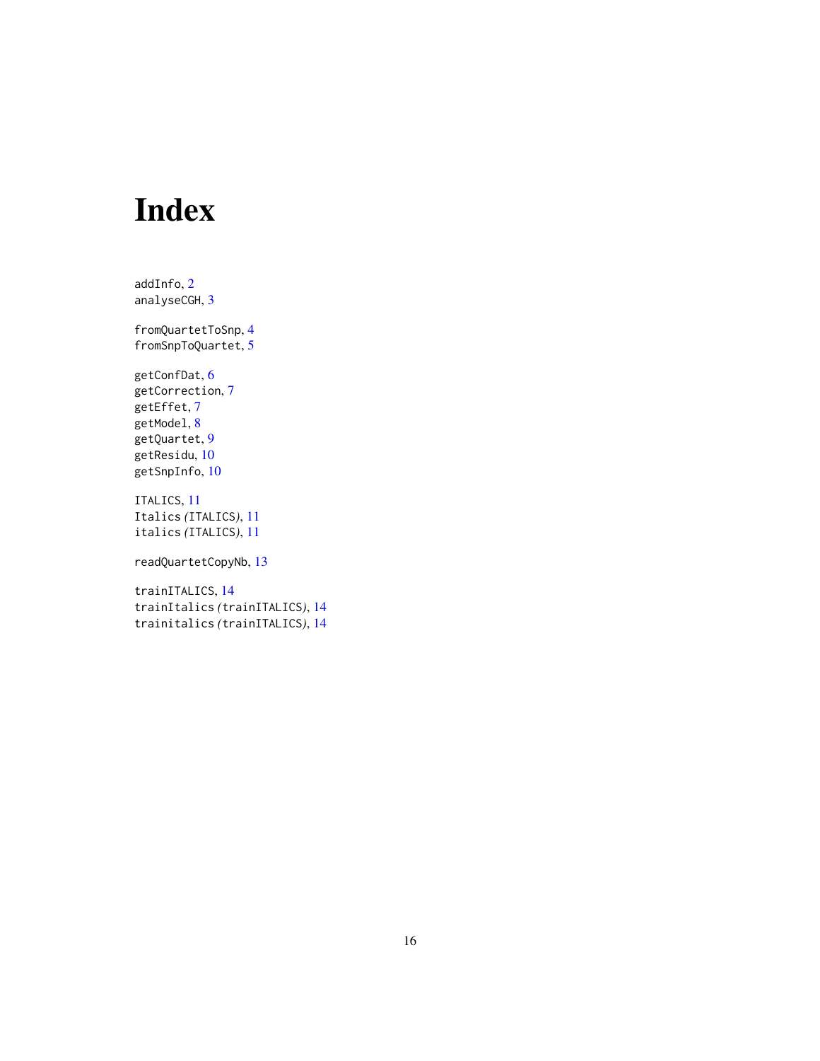# Index

addInfo, 2
analyseCGH, 3

fromQuartetToSnp, 4
fromSnpToQuartet, 5

getConfDat, 6
getCorrection, 7
getEffet, 7
getModel, 8
getQuartet, 9
getResidu, 10
getSnpInfo, 10

ITALICS, 11
Italics *(*ITALICS*)*, 11
italics *(*ITALICS*)*, 11

readQuartetCopyNb, 13

trainITALICS, 14
trainItalics *(*trainITALICS*)*, 14
trainitalics *(*trainITALICS*)*, 14